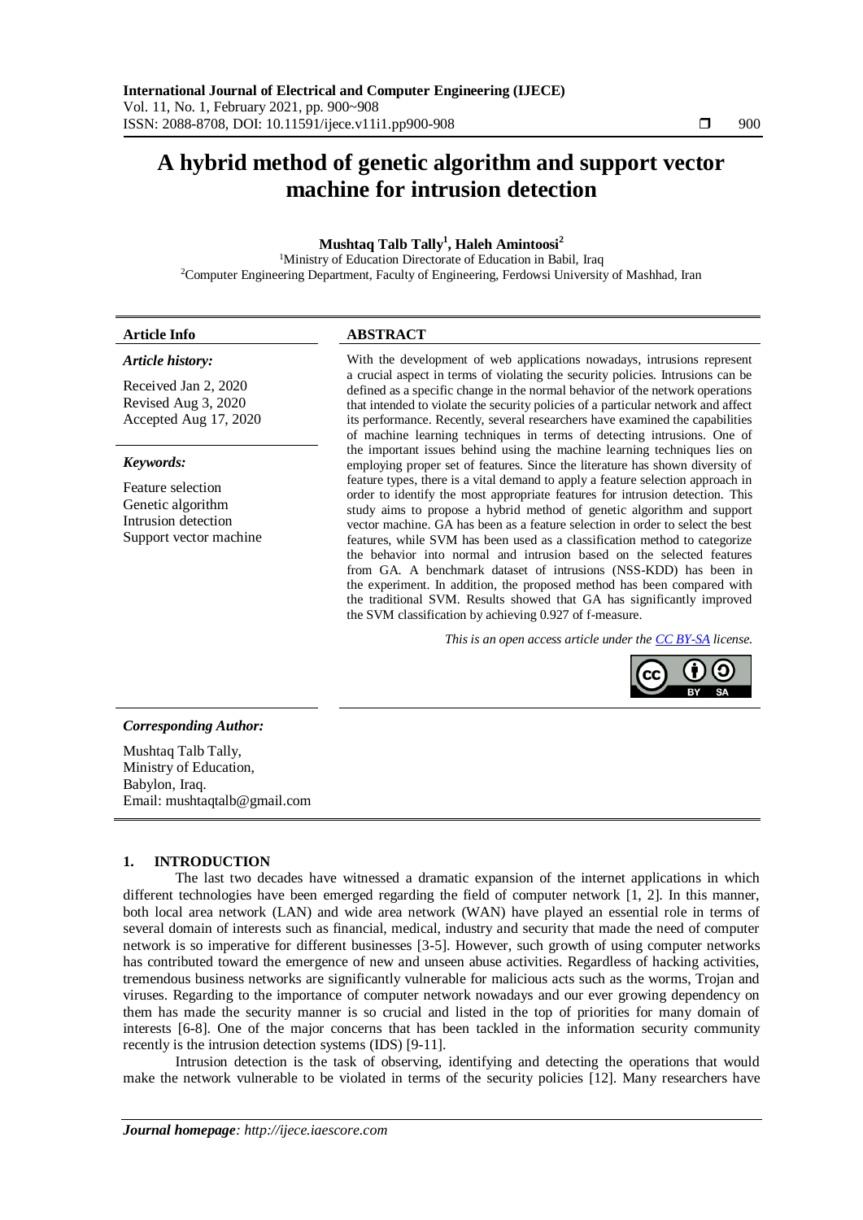# A hybrid method of genetic algorithm and support vector machine for intrusion detection

**Mushtaq Talb Tally[1], Haleh Amintoosi[2]**

[1]Ministry of Education Directorate of Education in Babil, Iraq
[2]Computer Engineering Department, Faculty of Engineering, Ferdowsi University of Mashhad, Iran

**Article Info**

*Article history:*

Received Jan 2, 2020
Revised Aug 3, 2020
Accepted Aug 17, 2020

*Keywords:*

Feature selection
Genetic algorithm
Intrusion detection
Support vector machine

**ABSTRACT**

With the development of web applications nowadays, intrusions represent a crucial aspect in terms of violating the security policies. Intrusions can be defined as a specific change in the normal behavior of the network operations that intended to violate the security policies of a particular network and affect its performance. Recently, several researchers have examined the capabilities of machine learning techniques in terms of detecting intrusions. One of the important issues behind using the machine learning techniques lies on employing proper set of features. Since the literature has shown diversity of feature types, there is a vital demand to apply a feature selection approach in order to identify the most appropriate features for intrusion detection. This study aims to propose a hybrid method of genetic algorithm and support vector machine. GA has been as a feature selection in order to select the best features, while SVM has been used as a classification method to categorize the behavior into normal and intrusion based on the selected features from GA. A benchmark dataset of intrusions (NSS-KDD) has been in the experiment. In addition, the proposed method has been compared with the traditional SVM. Results showed that GA has significantly improved the SVM classification by achieving 0.927 of f-measure.

*This is an open access article under the CC BY-SA license.*

*Corresponding Author:*

Mushtaq Talb Tally,
Ministry of Education,
Babylon, Iraq.
Email: mushtaqtalb@gmail.com

## 1. INTRODUCTION

The last two decades have witnessed a dramatic expansion of the internet applications in which different technologies have been emerged regarding the field of computer network [1, 2]. In this manner, both local area network (LAN) and wide area network (WAN) have played an essential role in terms of several domain of interests such as financial, medical, industry and security that made the need of computer network is so imperative for different businesses [3-5]. However, such growth of using computer networks has contributed toward the emergence of new and unseen abuse activities. Regardless of hacking activities, tremendous business networks are significantly vulnerable for malicious acts such as the worms, Trojan and viruses. Regarding to the importance of computer network nowadays and our ever growing dependency on them has made the security manner is so crucial and listed in the top of priorities for many domain of interests [6-8]. One of the major concerns that has been tackled in the information security community recently is the intrusion detection systems (IDS) [9-11].

Intrusion detection is the task of observing, identifying and detecting the operations that would make the network vulnerable to be violated in terms of the security policies [12]. Many researchers have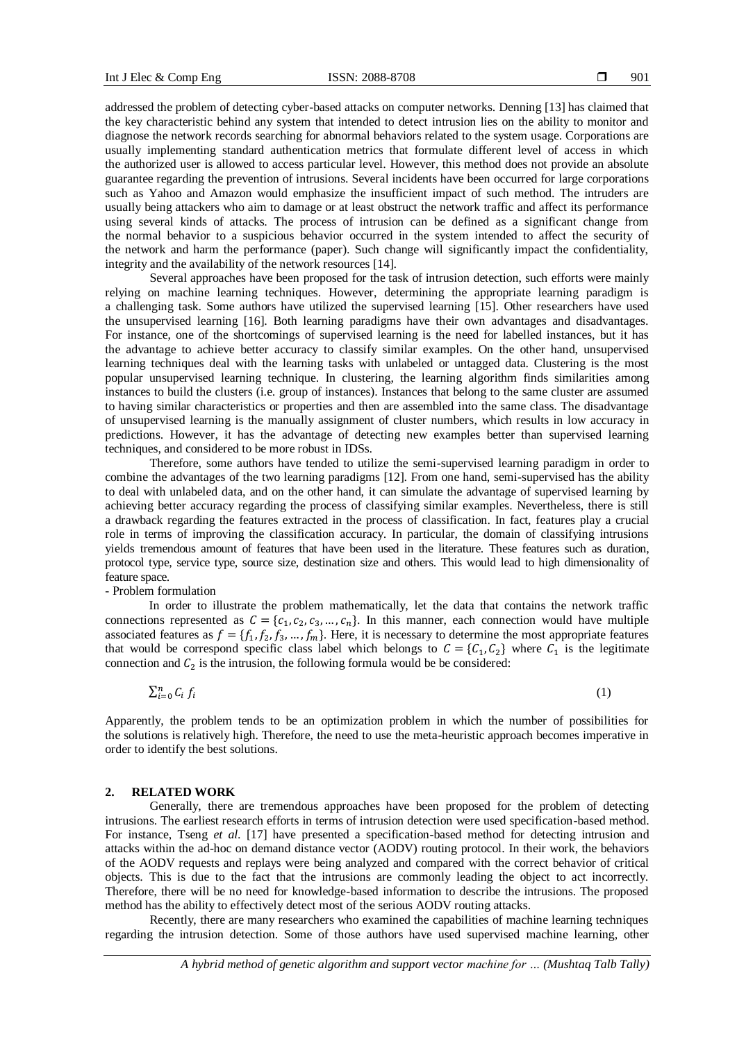addressed the problem of detecting cyber-based attacks on computer networks. Denning [13] has claimed that the key characteristic behind any system that intended to detect intrusion lies on the ability to monitor and diagnose the network records searching for abnormal behaviors related to the system usage. Corporations are usually implementing standard authentication metrics that formulate different level of access in which the authorized user is allowed to access particular level. However, this method does not provide an absolute guarantee regarding the prevention of intrusions. Several incidents have been occurred for large corporations such as Yahoo and Amazon would emphasize the insufficient impact of such method. The intruders are usually being attackers who aim to damage or at least obstruct the network traffic and affect its performance using several kinds of attacks. The process of intrusion can be defined as a significant change from the normal behavior to a suspicious behavior occurred in the system intended to affect the security of the network and harm the performance (paper). Such change will significantly impact the confidentiality, integrity and the availability of the network resources [14].

Several approaches have been proposed for the task of intrusion detection, such efforts were mainly relying on machine learning techniques. However, determining the appropriate learning paradigm is a challenging task. Some authors have utilized the supervised learning [15]. Other researchers have used the unsupervised learning [16]. Both learning paradigms have their own advantages and disadvantages. For instance, one of the shortcomings of supervised learning is the need for labelled instances, but it has the advantage to achieve better accuracy to classify similar examples. On the other hand, unsupervised learning techniques deal with the learning tasks with unlabeled or untagged data. Clustering is the most popular unsupervised learning technique. In clustering, the learning algorithm finds similarities among instances to build the clusters (i.e. group of instances). Instances that belong to the same cluster are assumed to having similar characteristics or properties and then are assembled into the same class. The disadvantage of unsupervised learning is the manually assignment of cluster numbers, which results in low accuracy in predictions. However, it has the advantage of detecting new examples better than supervised learning techniques, and considered to be more robust in IDSs.

Therefore, some authors have tended to utilize the semi-supervised learning paradigm in order to combine the advantages of the two learning paradigms [12]. From one hand, semi-supervised has the ability to deal with unlabeled data, and on the other hand, it can simulate the advantage of supervised learning by achieving better accuracy regarding the process of classifying similar examples. Nevertheless, there is still a drawback regarding the features extracted in the process of classification. In fact, features play a crucial role in terms of improving the classification accuracy. In particular, the domain of classifying intrusions yields tremendous amount of features that have been used in the literature. These features such as duration, protocol type, service type, source size, destination size and others. This would lead to high dimensionality of feature space.

- Problem formulation

In order to illustrate the problem mathematically, let the data that contains the network traffic connections represented as $C = \{c_1, c_2, c_3, \ldots, c_n\}$. In this manner, each connection would have multiple associated features as $f = \{f_1, f_2, f_3, \ldots, f_m\}$. Here, it is necessary to determine the most appropriate features that would be correspond specific class label which belongs to $C = \{C_1, C_2\}$ where $C_1$ is the legitimate connection and $C_2$ is the intrusion, the following formula would be be considered:

$$\sum_{i=0}^{n} C_i \, f_i \tag{1}$$

Apparently, the problem tends to be an optimization problem in which the number of possibilities for the solutions is relatively high. Therefore, the need to use the meta-heuristic approach becomes imperative in order to identify the best solutions.

## 2. RELATED WORK

Generally, there are tremendous approaches have been proposed for the problem of detecting intrusions. The earliest research efforts in terms of intrusion detection were used specification-based method. For instance, Tseng *et al.* [17] have presented a specification-based method for detecting intrusion and attacks within the ad-hoc on demand distance vector (AODV) routing protocol. In their work, the behaviors of the AODV requests and replays were being analyzed and compared with the correct behavior of critical objects. This is due to the fact that the intrusions are commonly leading the object to act incorrectly. Therefore, there will be no need for knowledge-based information to describe the intrusions. The proposed method has the ability to effectively detect most of the serious AODV routing attacks.

Recently, there are many researchers who examined the capabilities of machine learning techniques regarding the intrusion detection. Some of those authors have used supervised machine learning, other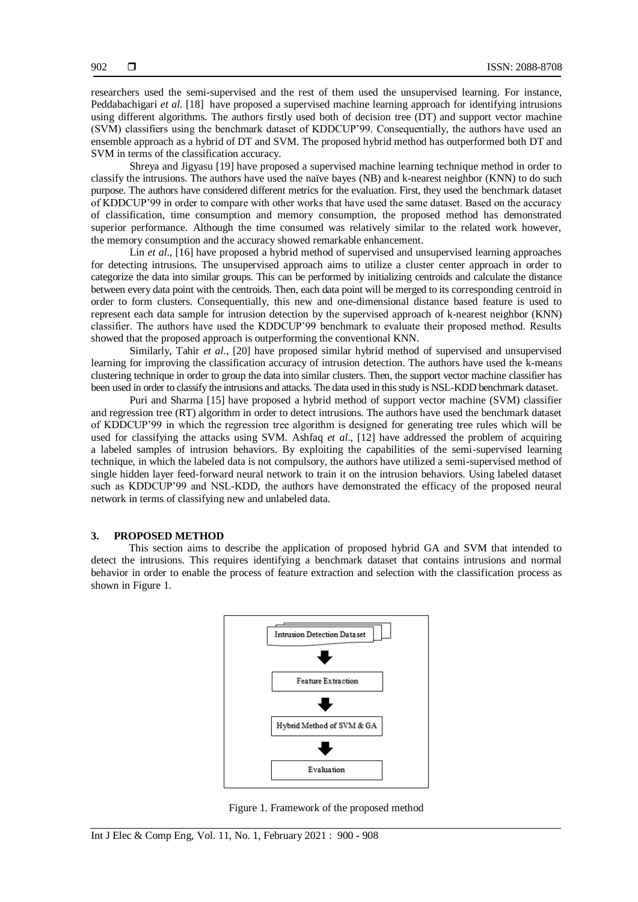researchers used the semi-supervised and the rest of them used the unsupervised learning. For instance, Peddabachigari *et al*. [18] have proposed a supervised machine learning approach for identifying intrusions using different algorithms. The authors firstly used both of decision tree (DT) and support vector machine (SVM) classifiers using the benchmark dataset of KDDCUP'99. Consequentially, the authors have used an ensemble approach as a hybrid of DT and SVM. The proposed hybrid method has outperformed both DT and SVM in terms of the classification accuracy.

Shreya and Jigyasu [19] have proposed a supervised machine learning technique method in order to classify the intrusions. The authors have used the naïve bayes (NB) and k-nearest neighbor (KNN) to do such purpose. The authors have considered different metrics for the evaluation. First, they used the benchmark dataset of KDDCUP'99 in order to compare with other works that have used the same dataset. Based on the accuracy of classification, time consumption and memory consumption, the proposed method has demonstrated superior performance. Although the time consumed was relatively similar to the related work however, the memory consumption and the accuracy showed remarkable enhancement.

Lin *et al*., [16] have proposed a hybrid method of supervised and unsupervised learning approaches for detecting intrusions. The unsupervised approach aims to utilize a cluster center approach in order to categorize the data into similar groups. This can be performed by initializing centroids and calculate the distance between every data point with the centroids. Then, each data point will be merged to its corresponding centroid in order to form clusters. Consequentially, this new and one-dimensional distance based feature is used to represent each data sample for intrusion detection by the supervised approach of k-nearest neighbor (KNN) classifier. The authors have used the KDDCUP'99 benchmark to evaluate their proposed method. Results showed that the proposed approach is outperforming the conventional KNN.

Similarly, Tahir *et al*., [20] have proposed similar hybrid method of supervised and unsupervised learning for improving the classification accuracy of intrusion detection. The authors have used the k-means clustering technique in order to group the data into similar clusters. Then, the support vector machine classifier has been used in order to classify the intrusions and attacks. The data used in this study is NSL-KDD benchmark dataset.

Puri and Sharma [15] have proposed a hybrid method of support vector machine (SVM) classifier and regression tree (RT) algorithm in order to detect intrusions. The authors have used the benchmark dataset of KDDCUP'99 in which the regression tree algorithm is designed for generating tree rules which will be used for classifying the attacks using SVM. Ashfaq *et al*., [12] have addressed the problem of acquiring a labeled samples of intrusion behaviors. By exploiting the capabilities of the semi-supervised learning technique, in which the labeled data is not compulsory, the authors have utilized a semi-supervised method of single hidden layer feed-forward neural network to train it on the intrusion behaviors. Using labeled dataset such as KDDCUP'99 and NSL-KDD, the authors have demonstrated the efficacy of the proposed neural network in terms of classifying new and unlabeled data.

## 3. PROPOSED METHOD

This section aims to describe the application of proposed hybrid GA and SVM that intended to detect the intrusions. This requires identifying a benchmark dataset that contains intrusions and normal behavior in order to enable the process of feature extraction and selection with the classification process as shown in Figure 1.

Intrusion Detection Dataset

Feature Extraction

Hybrid Method of SVM & GA

Evaluation

Figure 1. Framework of the proposed method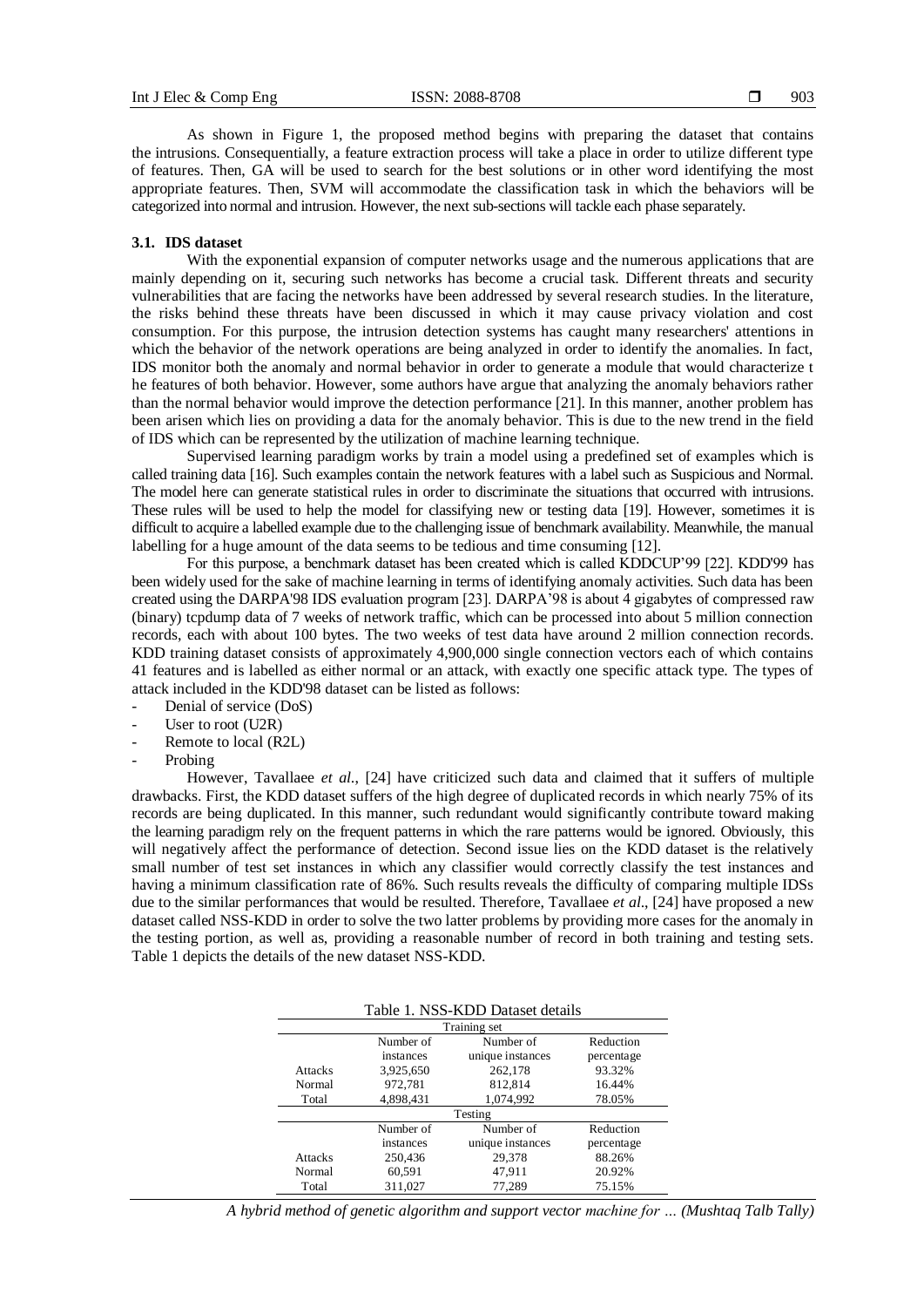As shown in Figure 1, the proposed method begins with preparing the dataset that contains the intrusions. Consequentially, a feature extraction process will take a place in order to utilize different type of features. Then, GA will be used to search for the best solutions or in other word identifying the most appropriate features. Then, SVM will accommodate the classification task in which the behaviors will be categorized into normal and intrusion. However, the next sub-sections will tackle each phase separately.

### 3.1. IDS dataset

With the exponential expansion of computer networks usage and the numerous applications that are mainly depending on it, securing such networks has become a crucial task. Different threats and security vulnerabilities that are facing the networks have been addressed by several research studies. In the literature, the risks behind these threats have been discussed in which it may cause privacy violation and cost consumption. For this purpose, the intrusion detection systems has caught many researchers' attentions in which the behavior of the network operations are being analyzed in order to identify the anomalies. In fact, IDS monitor both the anomaly and normal behavior in order to generate a module that would characterize t he features of both behavior. However, some authors have argue that analyzing the anomaly behaviors rather than the normal behavior would improve the detection performance [21]. In this manner, another problem has been arisen which lies on providing a data for the anomaly behavior. This is due to the new trend in the field of IDS which can be represented by the utilization of machine learning technique.

Supervised learning paradigm works by train a model using a predefined set of examples which is called training data [16]. Such examples contain the network features with a label such as Suspicious and Normal. The model here can generate statistical rules in order to discriminate the situations that occurred with intrusions. These rules will be used to help the model for classifying new or testing data [19]. However, sometimes it is difficult to acquire a labelled example due to the challenging issue of benchmark availability. Meanwhile, the manual labelling for a huge amount of the data seems to be tedious and time consuming [12].

For this purpose, a benchmark dataset has been created which is called KDDCUP'99 [22]. KDD'99 has been widely used for the sake of machine learning in terms of identifying anomaly activities. Such data has been created using the DARPA'98 IDS evaluation program [23]. DARPA'98 is about 4 gigabytes of compressed raw (binary) tcpdump data of 7 weeks of network traffic, which can be processed into about 5 million connection records, each with about 100 bytes. The two weeks of test data have around 2 million connection records. KDD training dataset consists of approximately 4,900,000 single connection vectors each of which contains 41 features and is labelled as either normal or an attack, with exactly one specific attack type. The types of attack included in the KDD'98 dataset can be listed as follows:

- Denial of service (DoS)
- User to root (U2R)
- Remote to local (R2L)
- Probing

However, Tavallaee *et al.*, [24] have criticized such data and claimed that it suffers of multiple drawbacks. First, the KDD dataset suffers of the high degree of duplicated records in which nearly 75% of its records are being duplicated. In this manner, such redundant would significantly contribute toward making the learning paradigm rely on the frequent patterns in which the rare patterns would be ignored. Obviously, this will negatively affect the performance of detection. Second issue lies on the KDD dataset is the relatively small number of test set instances in which any classifier would correctly classify the test instances and having a minimum classification rate of 86%. Such results reveals the difficulty of comparing multiple IDSs due to the similar performances that would be resulted. Therefore, Tavallaee *et al*., [24] have proposed a new dataset called NSS-KDD in order to solve the two latter problems by providing more cases for the anomaly in the testing portion, as well as, providing a reasonable number of record in both training and testing sets. Table 1 depicts the details of the new dataset NSS-KDD.

Table 1. NSS-KDD Dataset details

| | Number of instances | Number of unique instances | Reduction percentage |
|---|---|---|---|
| **Training set** | | | |
| Attacks | 3,925,650 | 262,178 | 93.32% |
| Normal | 972,781 | 812,814 | 16.44% |
| Total | 4,898,431 | 1,074,992 | 78.05% |
| **Testing** | | | |
| Attacks | 250,436 | 29,378 | 88.26% |
| Normal | 60,591 | 47,911 | 20.92% |
| Total | 311,027 | 77,289 | 75.15% |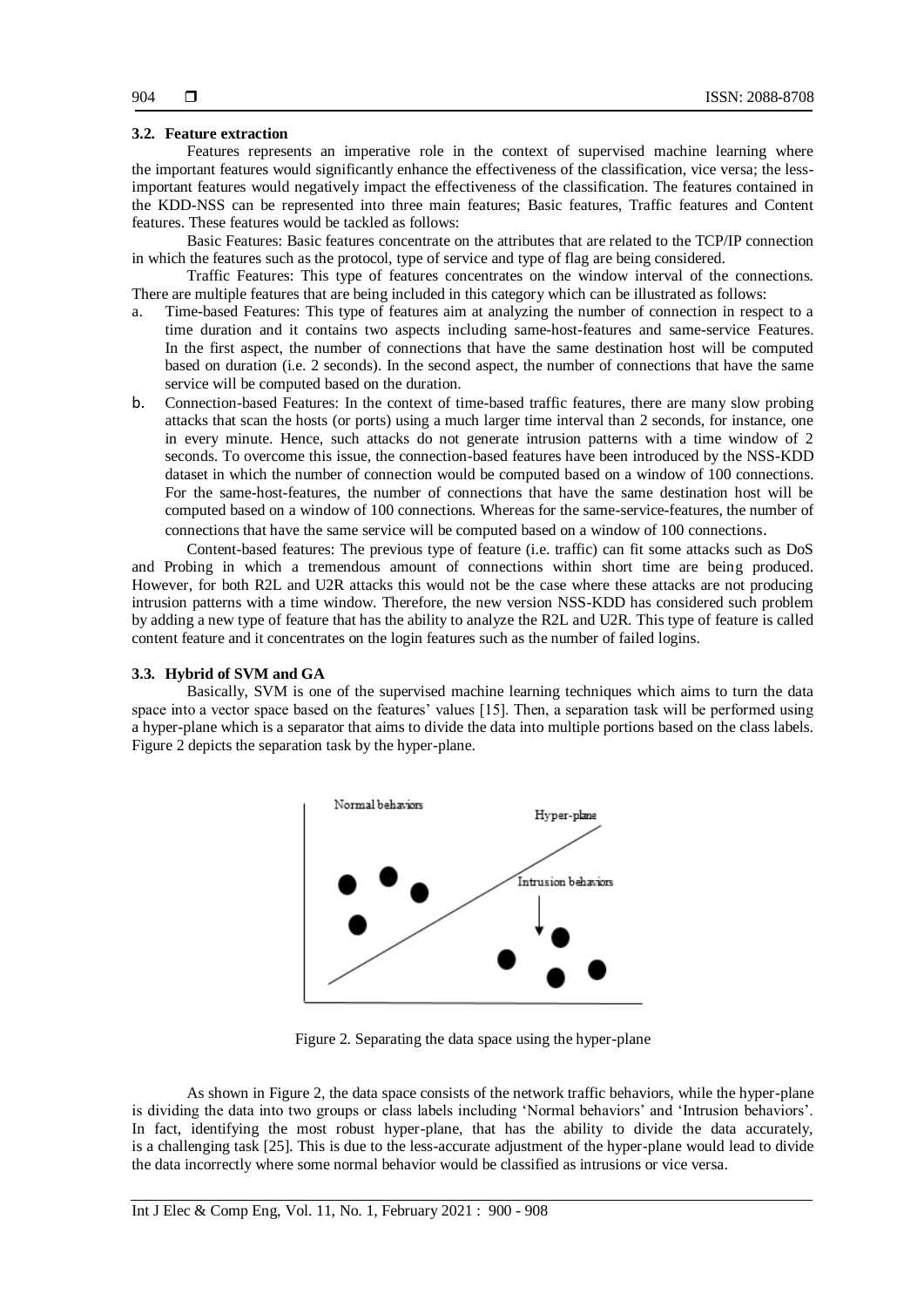### 3.2. Feature extraction

Features represents an imperative role in the context of supervised machine learning where the important features would significantly enhance the effectiveness of the classification, vice versa; the less-important features would negatively impact the effectiveness of the classification. The features contained in the KDD-NSS can be represented into three main features; Basic features, Traffic features and Content features. These features would be tackled as follows:

Basic Features: Basic features concentrate on the attributes that are related to the TCP/IP connection in which the features such as the protocol, type of service and type of flag are being considered.

Traffic Features: This type of features concentrates on the window interval of the connections. There are multiple features that are being included in this category which can be illustrated as follows:

a. Time-based Features: This type of features aim at analyzing the number of connection in respect to a time duration and it contains two aspects including same-host-features and same-service Features. In the first aspect, the number of connections that have the same destination host will be computed based on duration (i.e. 2 seconds). In the second aspect, the number of connections that have the same service will be computed based on the duration.
b. Connection-based Features: In the context of time-based traffic features, there are many slow probing attacks that scan the hosts (or ports) using a much larger time interval than 2 seconds, for instance, one in every minute. Hence, such attacks do not generate intrusion patterns with a time window of 2 seconds. To overcome this issue, the connection-based features have been introduced by the NSS-KDD dataset in which the number of connection would be computed based on a window of 100 connections. For the same-host-features, the number of connections that have the same destination host will be computed based on a window of 100 connections. Whereas for the same-service-features, the number of connections that have the same service will be computed based on a window of 100 connections.

Content-based features: The previous type of feature (i.e. traffic) can fit some attacks such as DoS and Probing in which a tremendous amount of connections within short time are being produced. However, for both R2L and U2R attacks this would not be the case where these attacks are not producing intrusion patterns with a time window. Therefore, the new version NSS-KDD has considered such problem by adding a new type of feature that has the ability to analyze the R2L and U2R. This type of feature is called content feature and it concentrates on the login features such as the number of failed logins.

### 3.3. Hybrid of SVM and GA

Basically, SVM is one of the supervised machine learning techniques which aims to turn the data space into a vector space based on the features' values [15]. Then, a separation task will be performed using a hyper-plane which is a separator that aims to divide the data into multiple portions based on the class labels. Figure 2 depicts the separation task by the hyper-plane.

Figure 2. Separating the data space using the hyper-plane

As shown in Figure 2, the data space consists of the network traffic behaviors, while the hyper-plane is dividing the data into two groups or class labels including 'Normal behaviors' and 'Intrusion behaviors'. In fact, identifying the most robust hyper-plane, that has the ability to divide the data accurately, is a challenging task [25]. This is due to the less-accurate adjustment of the hyper-plane would lead to divide the data incorrectly where some normal behavior would be classified as intrusions or vice versa.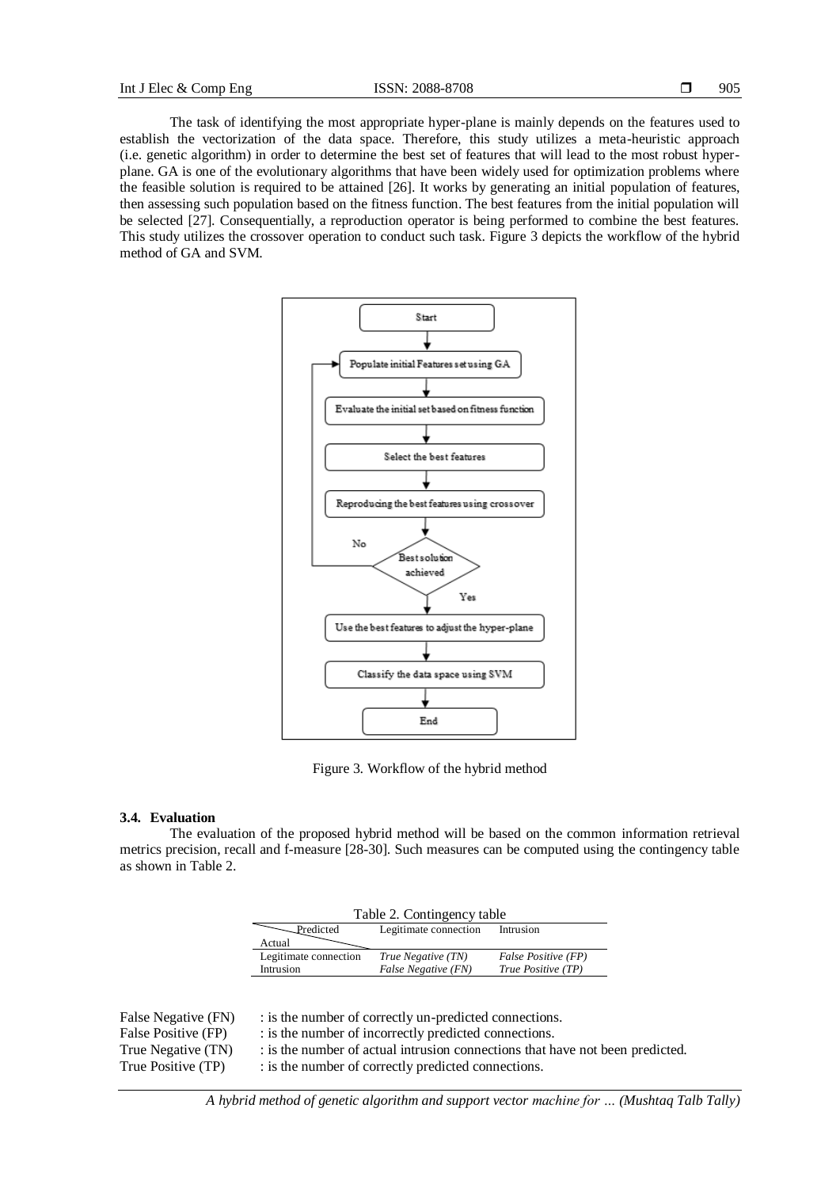The task of identifying the most appropriate hyper-plane is mainly depends on the features used to establish the vectorization of the data space. Therefore, this study utilizes a meta-heuristic approach (i.e. genetic algorithm) in order to determine the best set of features that will lead to the most robust hyper-plane. GA is one of the evolutionary algorithms that have been widely used for optimization problems where the feasible solution is required to be attained [26]. It works by generating an initial population of features, then assessing such population based on the fitness function. The best features from the initial population will be selected [27]. Consequentially, a reproduction operator is being performed to combine the best features. This study utilizes the crossover operation to conduct such task. Figure 3 depicts the workflow of the hybrid method of GA and SVM.

Figure 3. Workflow of the hybrid method

### 3.4. Evaluation

The evaluation of the proposed hybrid method will be based on the common information retrieval metrics precision, recall and f-measure [28-30]. Such measures can be computed using the contingency table as shown in Table 2.

Table 2. Contingency table

| Actual \ Predicted | Legitimate connection | Intrusion |
|---|---|---|
| Legitimate connection | *True Negative (TN)* | *False Positive (FP)* |
| Intrusion | *False Negative (FN)* | *True Positive (TP)* |

False Negative (FN) : is the number of correctly un-predicted connections.
False Positive (FP) : is the number of incorrectly predicted connections.
True Negative (TN) : is the number of actual intrusion connections that have not been predicted.
True Positive (TP) : is the number of correctly predicted connections.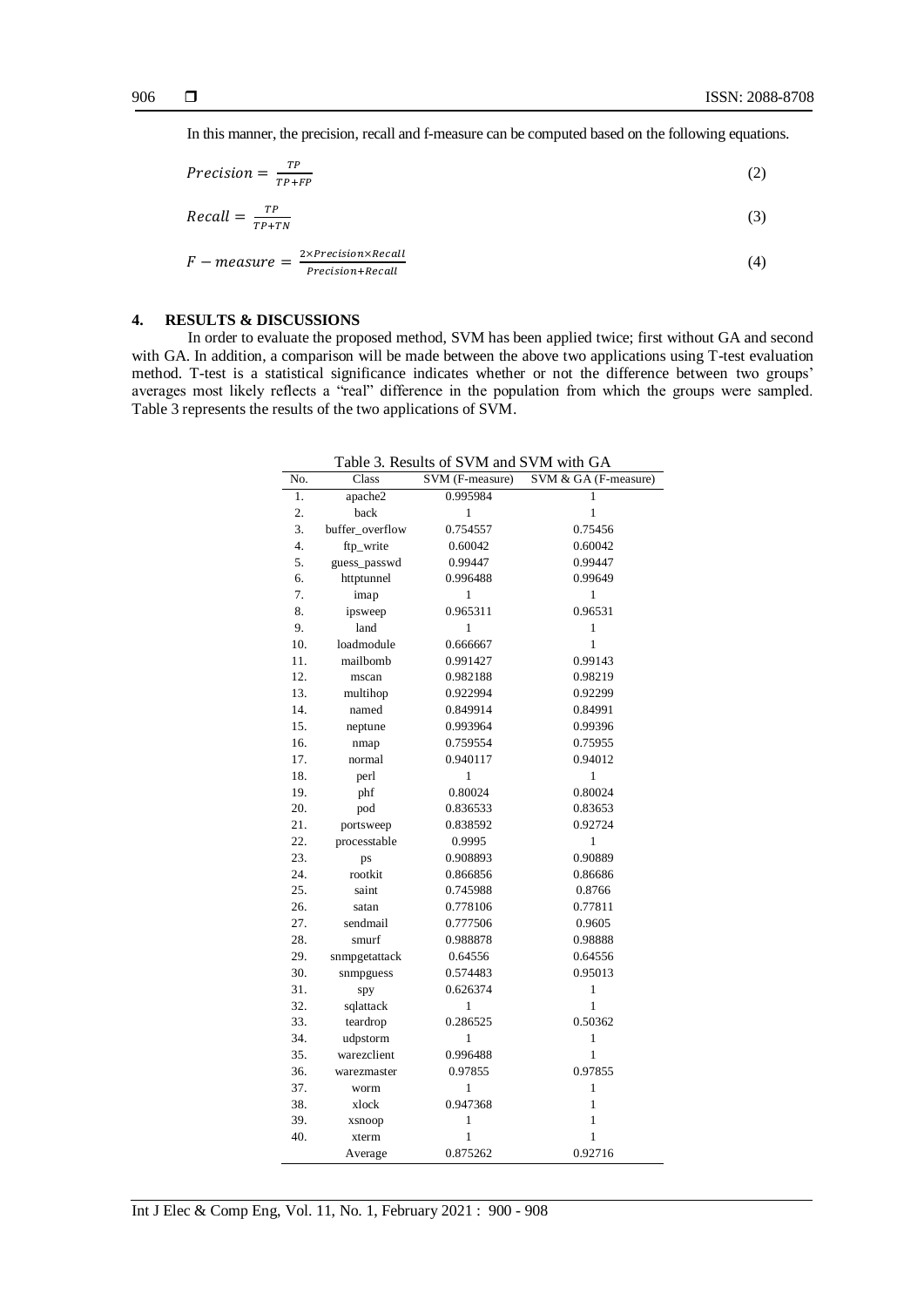In this manner, the precision, recall and f-measure can be computed based on the following equations.

$$Precision = \frac{TP}{TP+FP} \tag{2}$$

$$Recall = \frac{TP}{TP+TN} \tag{3}$$

$$F - measure = \frac{2 \times Precision \times Recall}{Precision + Recall} \tag{4}$$

## 4. RESULTS & DISCUSSIONS

In order to evaluate the proposed method, SVM has been applied twice; first without GA and second with GA. In addition, a comparison will be made between the above two applications using T-test evaluation method. T-test is a statistical significance indicates whether or not the difference between two groups' averages most likely reflects a "real" difference in the population from which the groups were sampled. Table 3 represents the results of the two applications of SVM.

Table 3. Results of SVM and SVM with GA

| No. | Class | SVM (F-measure) | SVM & GA (F-measure) |
|---|---|---|---|
| 1. | apache2 | 0.995984 | 1 |
| 2. | back | 1 | 1 |
| 3. | buffer_overflow | 0.754557 | 0.75456 |
| 4. | ftp_write | 0.60042 | 0.60042 |
| 5. | guess_passwd | 0.99447 | 0.99447 |
| 6. | httptunnel | 0.996488 | 0.99649 |
| 7. | imap | 1 | 1 |
| 8. | ipsweep | 0.965311 | 0.96531 |
| 9. | land | 1 | 1 |
| 10. | loadmodule | 0.666667 | 1 |
| 11. | mailbomb | 0.991427 | 0.99143 |
| 12. | mscan | 0.982188 | 0.98219 |
| 13. | multihop | 0.922994 | 0.92299 |
| 14. | named | 0.849914 | 0.84991 |
| 15. | neptune | 0.993964 | 0.99396 |
| 16. | nmap | 0.759554 | 0.75955 |
| 17. | normal | 0.940117 | 0.94012 |
| 18. | perl | 1 | 1 |
| 19. | phf | 0.80024 | 0.80024 |
| 20. | pod | 0.836533 | 0.83653 |
| 21. | portsweep | 0.838592 | 0.92724 |
| 22. | processtable | 0.9995 | 1 |
| 23. | ps | 0.908893 | 0.90889 |
| 24. | rootkit | 0.866856 | 0.86686 |
| 25. | saint | 0.745988 | 0.8766 |
| 26. | satan | 0.778106 | 0.77811 |
| 27. | sendmail | 0.777506 | 0.9605 |
| 28. | smurf | 0.988878 | 0.98888 |
| 29. | snmpgetattack | 0.64556 | 0.64556 |
| 30. | snmpguess | 0.574483 | 0.95013 |
| 31. | spy | 0.626374 | 1 |
| 32. | sqlattack | 1 | 1 |
| 33. | teardrop | 0.286525 | 0.50362 |
| 34. | udpstorm | 1 | 1 |
| 35. | warezclient | 0.996488 | 1 |
| 36. | warezmaster | 0.97855 | 0.97855 |
| 37. | worm | 1 | 1 |
| 38. | xlock | 0.947368 | 1 |
| 39. | xsnoop | 1 | 1 |
| 40. | xterm | 1 | 1 |
| | Average | 0.875262 | 0.92716 |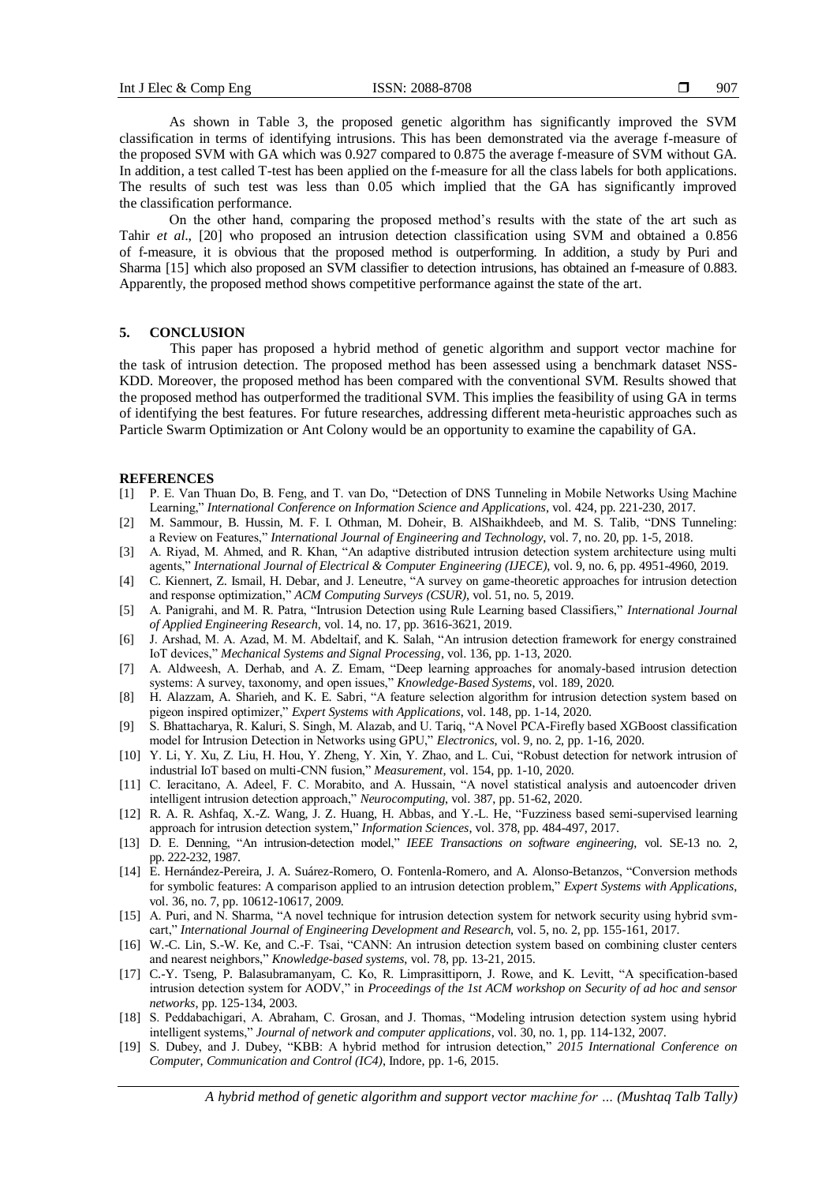As shown in Table 3, the proposed genetic algorithm has significantly improved the SVM classification in terms of identifying intrusions. This has been demonstrated via the average f-measure of the proposed SVM with GA which was 0.927 compared to 0.875 the average f-measure of SVM without GA. In addition, a test called T-test has been applied on the f-measure for all the class labels for both applications. The results of such test was less than 0.05 which implied that the GA has significantly improved the classification performance.

On the other hand, comparing the proposed method's results with the state of the art such as Tahir *et al*., [20] who proposed an intrusion detection classification using SVM and obtained a 0.856 of f-measure, it is obvious that the proposed method is outperforming. In addition, a study by Puri and Sharma [15] which also proposed an SVM classifier to detection intrusions, has obtained an f-measure of 0.883. Apparently, the proposed method shows competitive performance against the state of the art.

## 5. CONCLUSION

This paper has proposed a hybrid method of genetic algorithm and support vector machine for the task of intrusion detection. The proposed method has been assessed using a benchmark dataset NSS-KDD. Moreover, the proposed method has been compared with the conventional SVM. Results showed that the proposed method has outperformed the traditional SVM. This implies the feasibility of using GA in terms of identifying the best features. For future researches, addressing different meta-heuristic approaches such as Particle Swarm Optimization or Ant Colony would be an opportunity to examine the capability of GA.

## REFERENCES

[1] P. E. Van Thuan Do, B. Feng, and T. van Do, "Detection of DNS Tunneling in Mobile Networks Using Machine Learning," *International Conference on Information Science and Applications*, vol. 424, pp. 221-230, 2017.

[2] M. Sammour, B. Hussin, M. F. I. Othman, M. Doheir, B. AlShaikhdeeb, and M. S. Talib, "DNS Tunneling: a Review on Features," *International Journal of Engineering and Technology*, vol. 7, no. 20, pp. 1-5, 2018.

[3] A. Riyad, M. Ahmed, and R. Khan, "An adaptive distributed intrusion detection system architecture using multi agents," *International Journal of Electrical & Computer Engineering (IJECE)*, vol. 9, no. 6, pp. 4951-4960, 2019.

[4] C. Kiennert, Z. Ismail, H. Debar, and J. Leneutre, "A survey on game-theoretic approaches for intrusion detection and response optimization," *ACM Computing Surveys (CSUR)*, vol. 51, no. 5, 2019.

[5] A. Panigrahi, and M. R. Patra, "Intrusion Detection using Rule Learning based Classifiers," *International Journal of Applied Engineering Research*, vol. 14, no. 17, pp. 3616-3621, 2019.

[6] J. Arshad, M. A. Azad, M. M. Abdeltaif, and K. Salah, "An intrusion detection framework for energy constrained IoT devices," *Mechanical Systems and Signal Processing*, vol. 136, pp. 1-13, 2020.

[7] A. Aldweesh, A. Derhab, and A. Z. Emam, "Deep learning approaches for anomaly-based intrusion detection systems: A survey, taxonomy, and open issues," *Knowledge-Based Systems*, vol. 189, 2020.

[8] H. Alazzam, A. Sharieh, and K. E. Sabri, "A feature selection algorithm for intrusion detection system based on pigeon inspired optimizer," *Expert Systems with Applications*, vol. 148, pp. 1-14, 2020.

[9] S. Bhattacharya, R. Kaluri, S. Singh, M. Alazab, and U. Tariq, "A Novel PCA-Firefly based XGBoost classification model for Intrusion Detection in Networks using GPU," *Electronics*, vol. 9, no. 2, pp. 1-16, 2020.

[10] Y. Li, Y. Xu, Z. Liu, H. Hou, Y. Zheng, Y. Xin, Y. Zhao, and L. Cui, "Robust detection for network intrusion of industrial IoT based on multi-CNN fusion," *Measurement*, vol. 154, pp. 1-10, 2020.

[11] C. Ieracitano, A. Adeel, F. C. Morabito, and A. Hussain, "A novel statistical analysis and autoencoder driven intelligent intrusion detection approach," *Neurocomputing*, vol. 387, pp. 51-62, 2020.

[12] R. A. R. Ashfaq, X.-Z. Wang, J. Z. Huang, H. Abbas, and Y.-L. He, "Fuzziness based semi-supervised learning approach for intrusion detection system," *Information Sciences*, vol. 378, pp. 484-497, 2017.

[13] D. E. Denning, "An intrusion-detection model," *IEEE Transactions on software engineering*, vol. SE-13 no. 2, pp. 222-232, 1987.

[14] E. Hernández-Pereira, J. A. Suárez-Romero, O. Fontenla-Romero, and A. Alonso-Betanzos, "Conversion methods for symbolic features: A comparison applied to an intrusion detection problem," *Expert Systems with Applications*, vol. 36, no. 7, pp. 10612-10617, 2009.

[15] A. Puri, and N. Sharma, "A novel technique for intrusion detection system for network security using hybrid svm-cart," *International Journal of Engineering Development and Research*, vol. 5, no. 2, pp. 155-161, 2017.

[16] W.-C. Lin, S.-W. Ke, and C.-F. Tsai, "CANN: An intrusion detection system based on combining cluster centers and nearest neighbors," *Knowledge-based systems*, vol. 78, pp. 13-21, 2015.

[17] C.-Y. Tseng, P. Balasubramanyam, C. Ko, R. Limprasittiporn, J. Rowe, and K. Levitt, "A specification-based intrusion detection system for AODV," in *Proceedings of the 1st ACM workshop on Security of ad hoc and sensor networks*, pp. 125-134, 2003.

[18] S. Peddabachigari, A. Abraham, C. Grosan, and J. Thomas, "Modeling intrusion detection system using hybrid intelligent systems," *Journal of network and computer applications*, vol. 30, no. 1, pp. 114-132, 2007.

[19] S. Dubey, and J. Dubey, "KBB: A hybrid method for intrusion detection," *2015 International Conference on Computer, Communication and Control (IC4)*, Indore, pp. 1-6, 2015.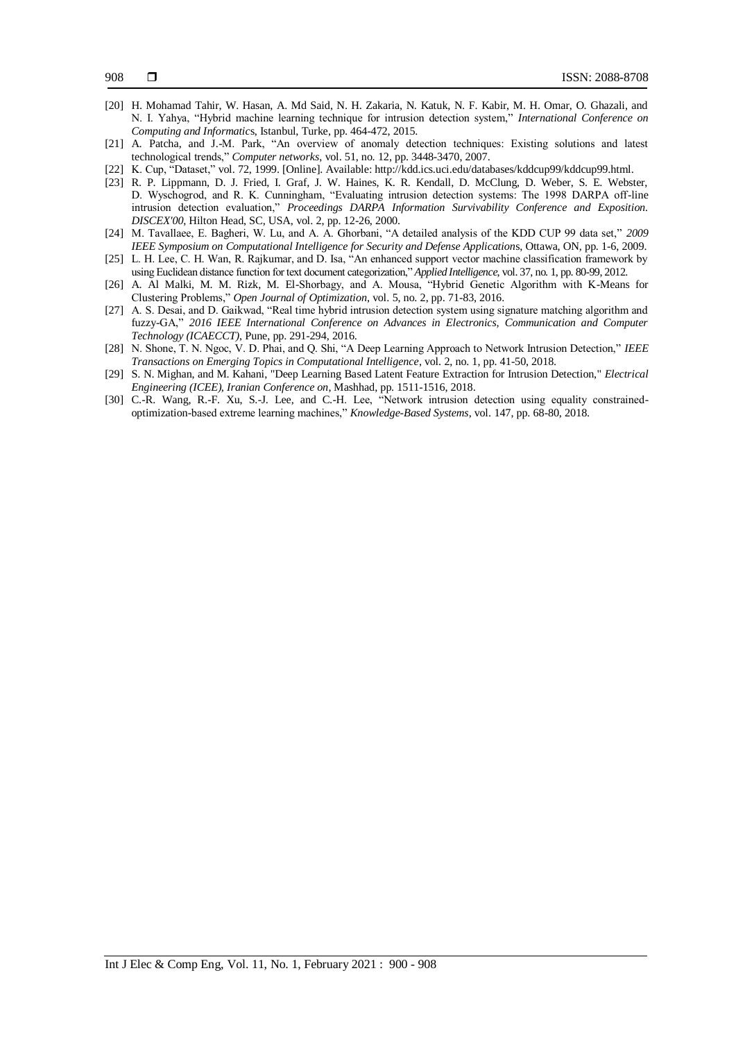[20] H. Mohamad Tahir, W. Hasan, A. Md Said, N. H. Zakaria, N. Katuk, N. F. Kabir, M. H. Omar, O. Ghazali, and N. I. Yahya, "Hybrid machine learning technique for intrusion detection system," *International Conference on Computing and Informatics*, Istanbul, Turke, pp. 464-472, 2015.

[21] A. Patcha, and J.-M. Park, "An overview of anomaly detection techniques: Existing solutions and latest technological trends," *Computer networks*, vol. 51, no. 12, pp. 3448-3470, 2007.

[22] K. Cup, "Dataset," vol. 72, 1999. [Online]. Available: http://kdd.ics.uci.edu/databases/kddcup99/kddcup99.html.

[23] R. P. Lippmann, D. J. Fried, I. Graf, J. W. Haines, K. R. Kendall, D. McClung, D. Weber, S. E. Webster, D. Wyschogrod, and R. K. Cunningham, "Evaluating intrusion detection systems: The 1998 DARPA off-line intrusion detection evaluation," *Proceedings DARPA Information Survivability Conference and Exposition. DISCEX'00*, Hilton Head, SC, USA, vol. 2, pp. 12-26, 2000.

[24] M. Tavallaee, E. Bagheri, W. Lu, and A. A. Ghorbani, "A detailed analysis of the KDD CUP 99 data set," *2009 IEEE Symposium on Computational Intelligence for Security and Defense Applications*, Ottawa, ON, pp. 1-6, 2009.

[25] L. H. Lee, C. H. Wan, R. Rajkumar, and D. Isa, "An enhanced support vector machine classification framework by using Euclidean distance function for text document categorization," *Applied Intelligence*, vol. 37, no. 1, pp. 80-99, 2012.

[26] A. Al Malki, M. M. Rizk, M. El-Shorbagy, and A. Mousa, "Hybrid Genetic Algorithm with K-Means for Clustering Problems," *Open Journal of Optimization*, vol. 5, no. 2, pp. 71-83, 2016.

[27] A. S. Desai, and D. Gaikwad, "Real time hybrid intrusion detection system using signature matching algorithm and fuzzy-GA," *2016 IEEE International Conference on Advances in Electronics, Communication and Computer Technology (ICAECCT)*, Pune, pp. 291-294, 2016.

[28] N. Shone, T. N. Ngoc, V. D. Phai, and Q. Shi, "A Deep Learning Approach to Network Intrusion Detection," *IEEE Transactions on Emerging Topics in Computational Intelligence*, vol. 2, no. 1, pp. 41-50, 2018.

[29] S. N. Mighan, and M. Kahani, "Deep Learning Based Latent Feature Extraction for Intrusion Detection," *Electrical Engineering (ICEE), Iranian Conference on*, Mashhad, pp. 1511-1516, 2018.

[30] C.-R. Wang, R.-F. Xu, S.-J. Lee, and C.-H. Lee, "Network intrusion detection using equality constrained-optimization-based extreme learning machines," *Knowledge-Based Systems*, vol. 147, pp. 68-80, 2018.